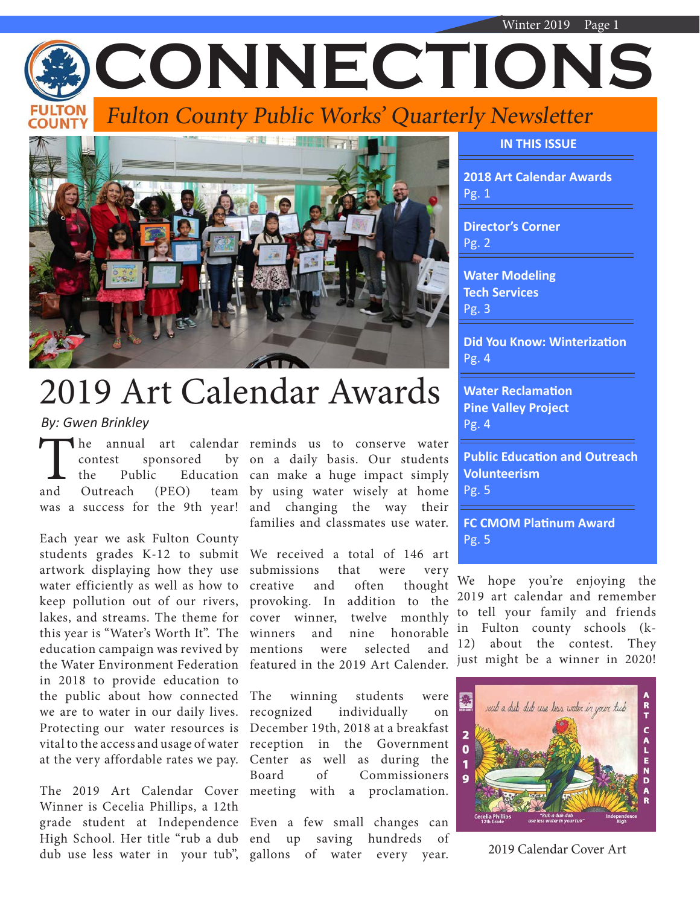# CONNECTIONS

*Fulton County Public Works' Quarterly Newsletter*

## IN THIS ISSUE

**2018 Art Calendar Awards**
Pg. 1

**Director's Corner**
Pg. 2

**Water Modeling Tech Services**
Pg. 3

**Did You Know: Winterization**
Pg. 4

**Water Reclamation Pine Valley Project**
Pg. 4

**Public Education and Outreach Volunteerism**
Pg. 5

**FC CMOM Platinum Award**
Pg. 5

# 2019 Art Calendar Awards

*By: Gwen Brinkley*

The annual art calendar contest sponsored by the Public Education and Outreach (PEO) team was a success for the 9th year!

Each year we ask Fulton County students grades K-12 to submit artwork displaying how they use water efficiently as well as how to keep pollution out of our rivers, lakes, and streams. The theme for this year is "Water's Worth It". The education campaign was revived by the Water Environment Federation in 2018 to provide education to the public about how connected we are to water in our daily lives. Protecting our water resources is vital to the access and usage of water at the very affordable rates we pay.

The 2019 Art Calendar Cover Winner is Cecelia Phillips, a 12th grade student at Independence High School. Her title "rub a dub dub use less water in your tub", reminds us to conserve water on a daily basis. Our students can make a huge impact simply by using water wisely at home and changing the way their families and classmates use water.

We received a total of 146 art submissions that were very creative and often thought provoking. In addition to the cover winner, twelve monthly winners and nine honorable mentions were selected and featured in the 2019 Art Calender.

The winning students were recognized individually on December 19th, 2018 at a breakfast reception in the Government Center as well as during the Board of Commissioners meeting with a proclamation.

Even a few small changes can end up saving hundreds of gallons of water every year.

We hope you're enjoying the 2019 art calendar and remember to tell your family and friends in Fulton county schools (k-12) about the contest. They just might be a winner in 2020!

2019 Calendar Cover Art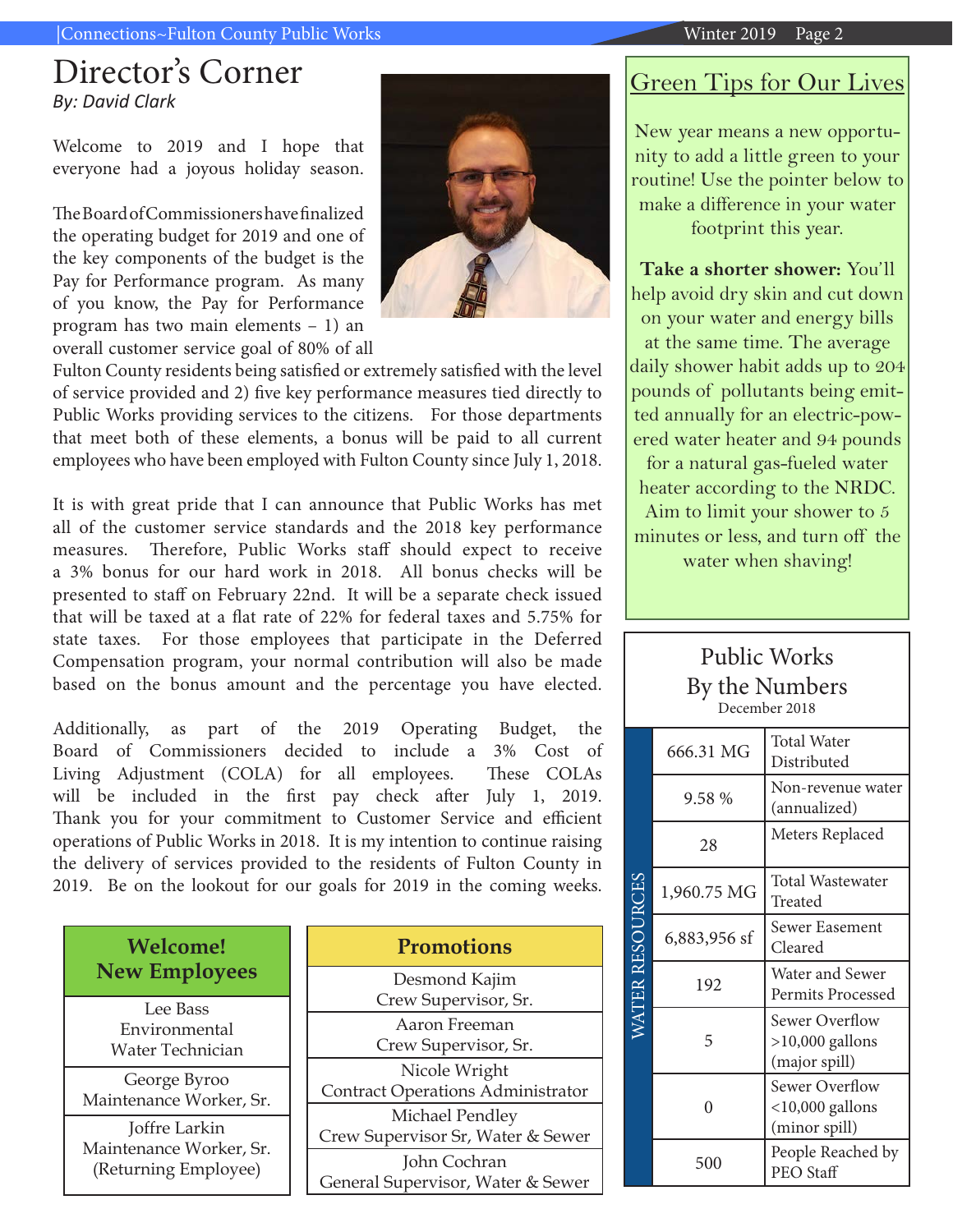# Director's Corner

*By: David Clark*

Welcome to 2019 and I hope that everyone had a joyous holiday season.

The Board of Commissioners have finalized the operating budget for 2019 and one of the key components of the budget is the Pay for Performance program. As many of you know, the Pay for Performance program has two main elements – 1) an overall customer service goal of 80% of all Fulton County residents being satisfied or extremely satisfied with the level of service provided and 2) five key performance measures tied directly to Public Works providing services to the citizens. For those departments that meet both of these elements, a bonus will be paid to all current employees who have been employed with Fulton County since July 1, 2018.

It is with great pride that I can announce that Public Works has met all of the customer service standards and the 2018 key performance measures. Therefore, Public Works staff should expect to receive a 3% bonus for our hard work in 2018. All bonus checks will be presented to staff on February 22nd. It will be a separate check issued that will be taxed at a flat rate of 22% for federal taxes and 5.75% for state taxes. For those employees that participate in the Deferred Compensation program, your normal contribution will also be made based on the bonus amount and the percentage you have elected.

Additionally, as part of the 2019 Operating Budget, the Board of Commissioners decided to include a 3% Cost of Living Adjustment (COLA) for all employees. These COLAs will be included in the first pay check after July 1, 2019. Thank you for your commitment to Customer Service and efficient operations of Public Works in 2018. It is my intention to continue raising the delivery of services provided to the residents of Fulton County in 2019. Be on the lookout for our goals for 2019 in the coming weeks.

| Welcome! New Employees |
| --- |
| Lee Bass<br>Environmental Water Technician |
| George Byroo<br>Maintenance Worker, Sr. |
| Joffre Larkin<br>Maintenance Worker, Sr.<br>(Returning Employee) |

| Promotions |
| --- |
| Desmond Kajim<br>Crew Supervisor, Sr. |
| Aaron Freeman<br>Crew Supervisor, Sr. |
| Nicole Wright<br>Contract Operations Administrator |
| Michael Pendley<br>Crew Supervisor Sr, Water & Sewer |
| John Cochran<br>General Supervisor, Water & Sewer |

## Green Tips for Our Lives

New year means a new opportunity to add a little green to your routine! Use the pointer below to make a difference in your water footprint this year.

**Take a shorter shower:** You'll help avoid dry skin and cut down on your water and energy bills at the same time. The average daily shower habit adds up to 204 pounds of pollutants being emitted annually for an electric-powered water heater and 94 pounds for a natural gas-fueled water heater according to the NRDC. Aim to limit your shower to 5 minutes or less, and turn off the water when shaving!

## Public Works By the Numbers

December 2018

| | Value | Measure |
| --- | --- | --- |
| WATER RESOURCES | 666.31 MG | Total Water Distributed |
| | 9.58 % | Non-revenue water (annualized) |
| | 28 | Meters Replaced |
| | 1,960.75 MG | Total Wastewater Treated |
| | 6,883,956 sf | Sewer Easement Cleared |
| | 192 | Water and Sewer Permits Processed |
| | 5 | Sewer Overflow >10,000 gallons (major spill) |
| | 0 | Sewer Overflow <10,000 gallons (minor spill) |
| | 500 | People Reached by PEO Staff |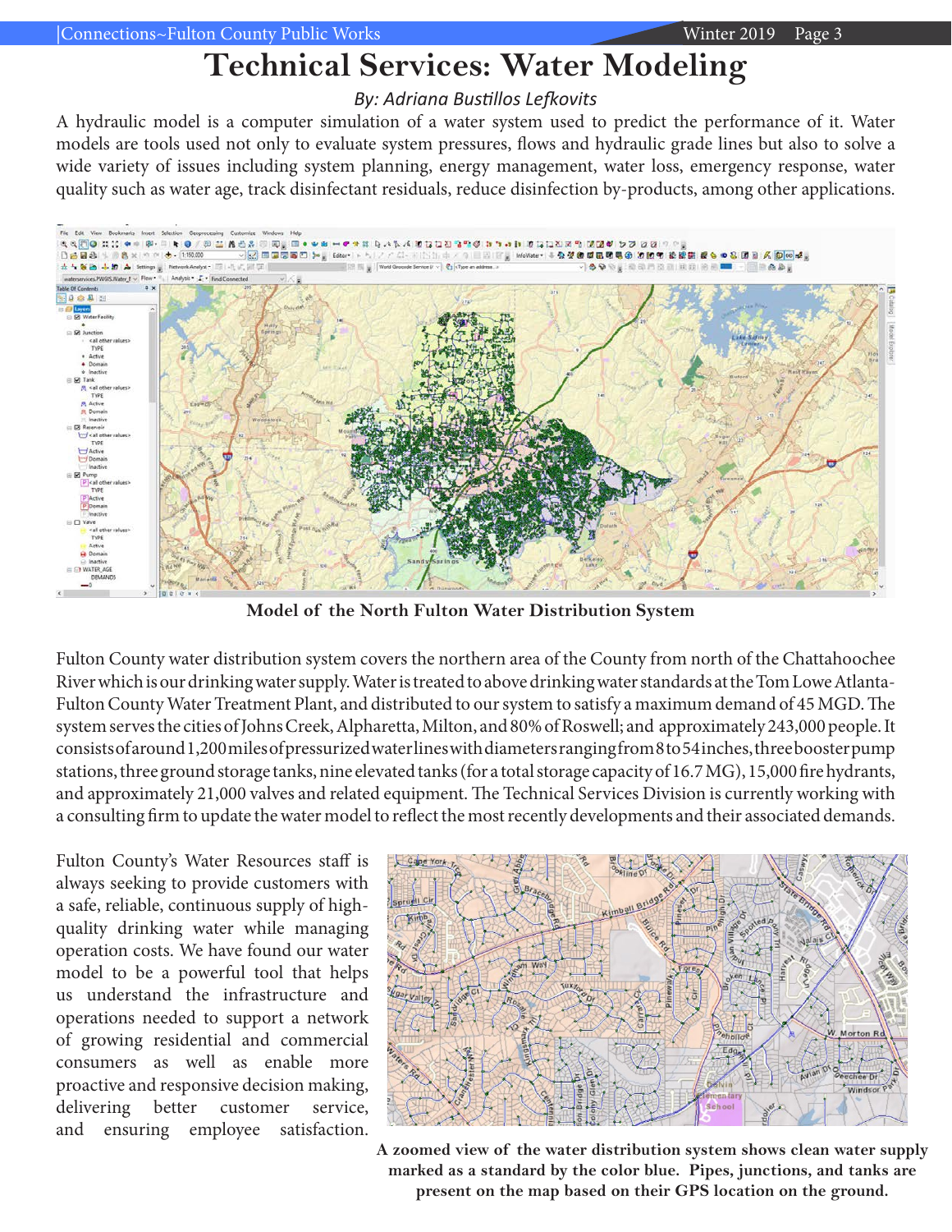# Technical Services: Water Modeling

*By: Adriana Bustillos Lefkovits*

A hydraulic model is a computer simulation of a water system used to predict the performance of it. Water models are tools used not only to evaluate system pressures, flows and hydraulic grade lines but also to solve a wide variety of issues including system planning, energy management, water loss, emergency response, water quality such as water age, track disinfectant residuals, reduce disinfection by-products, among other applications.

**Model of the North Fulton Water Distribution System**

Fulton County water distribution system covers the northern area of the County from north of the Chattahoochee River which is our drinking water supply. Water is treated to above drinking water standards at the Tom Lowe Atlanta-Fulton County Water Treatment Plant, and distributed to our system to satisfy a maximum demand of 45 MGD. The system serves the cities of Johns Creek, Alpharetta, Milton, and 80% of Roswell; and approximately 243,000 people. It consists of around 1,200 miles of pressurized water lines with diameters ranging from 8 to 54 inches, three booster pump stations, three ground storage tanks, nine elevated tanks (for a total storage capacity of 16.7 MG), 15,000 fire hydrants, and approximately 21,000 valves and related equipment. The Technical Services Division is currently working with a consulting firm to update the water model to reflect the most recently developments and their associated demands.

Fulton County's Water Resources staff is always seeking to provide customers with a safe, reliable, continuous supply of high-quality drinking water while managing operation costs. We have found our water model to be a powerful tool that helps us understand the infrastructure and operations needed to support a network of growing residential and commercial consumers as well as enable more proactive and responsive decision making, delivering better customer service, and ensuring employee satisfaction.

**A zoomed view of the water distribution system shows clean water supply marked as a standard by the color blue. Pipes, junctions, and tanks are present on the map based on their GPS location on the ground.**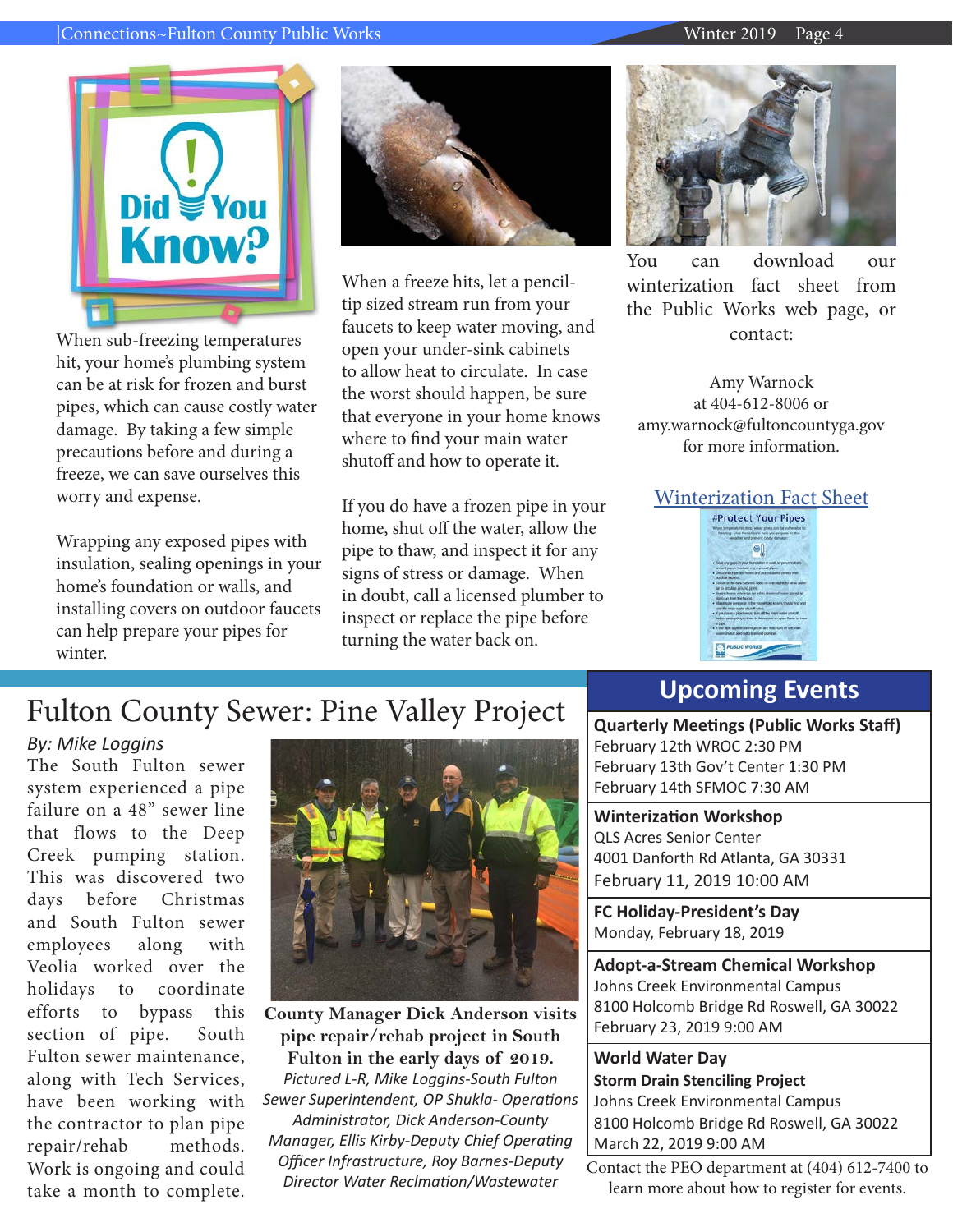## Did You Know?

When sub-freezing temperatures hit, your home's plumbing system can be at risk for frozen and burst pipes, which can cause costly water damage. By taking a few simple precautions before and during a freeze, we can save ourselves this worry and expense.

Wrapping any exposed pipes with insulation, sealing openings in your home's foundation or walls, and installing covers on outdoor faucets can help prepare your pipes for winter.

When a freeze hits, let a pencil-tip sized stream run from your faucets to keep water moving, and open your under-sink cabinets to allow heat to circulate. In case the worst should happen, be sure that everyone in your home knows where to find your main water shutoff and how to operate it.

If you do have a frozen pipe in your home, shut off the water, allow the pipe to thaw, and inspect it for any signs of stress or damage. When in doubt, call a licensed plumber to inspect or replace the pipe before turning the water back on.

You can download our winterization fact sheet from the Public Works web page, or contact:

Amy Warnock
at 404-612-8006 or
amy.warnock@fultoncountyga.gov
for more information.

Winterization Fact Sheet

# Fulton County Sewer: Pine Valley Project

*By: Mike Loggins*

The South Fulton sewer system experienced a pipe failure on a 48" sewer line that flows to the Deep Creek pumping station. This was discovered two days before Christmas and South Fulton sewer employees along with Veolia worked over the holidays to coordinate efforts to bypass this section of pipe. South Fulton sewer maintenance, along with Tech Services, have been working with the contractor to plan pipe repair/rehab methods. Work is ongoing and could take a month to complete.

**County Manager Dick Anderson visits pipe repair/rehab project in South Fulton in the early days of 2019.**
*Pictured L-R, Mike Loggins-South Fulton Sewer Superintendent, OP Shukla- Operations Administrator, Dick Anderson-County Manager, Ellis Kirby-Deputy Chief Operating Officer Infrastructure, Roy Barnes-Deputy Director Water Reclmation/Wastewater*

## Upcoming Events

**Quarterly Meetings (Public Works Staff)**
February 12th WROC 2:30 PM
February 13th Gov't Center 1:30 PM
February 14th SFMOC 7:30 AM

**Winterization Workshop**
QLS Acres Senior Center
4001 Danforth Rd Atlanta, GA 30331
February 11, 2019 10:00 AM

**FC Holiday-President's Day**
Monday, February 18, 2019

**Adopt-a-Stream Chemical Workshop**
Johns Creek Environmental Campus
8100 Holcomb Bridge Rd Roswell, GA 30022
February 23, 2019 9:00 AM

**World Water Day**
**Storm Drain Stenciling Project**
Johns Creek Environmental Campus
8100 Holcomb Bridge Rd Roswell, GA 30022
March 22, 2019 9:00 AM

Contact the PEO department at (404) 612-7400 to learn more about how to register for events.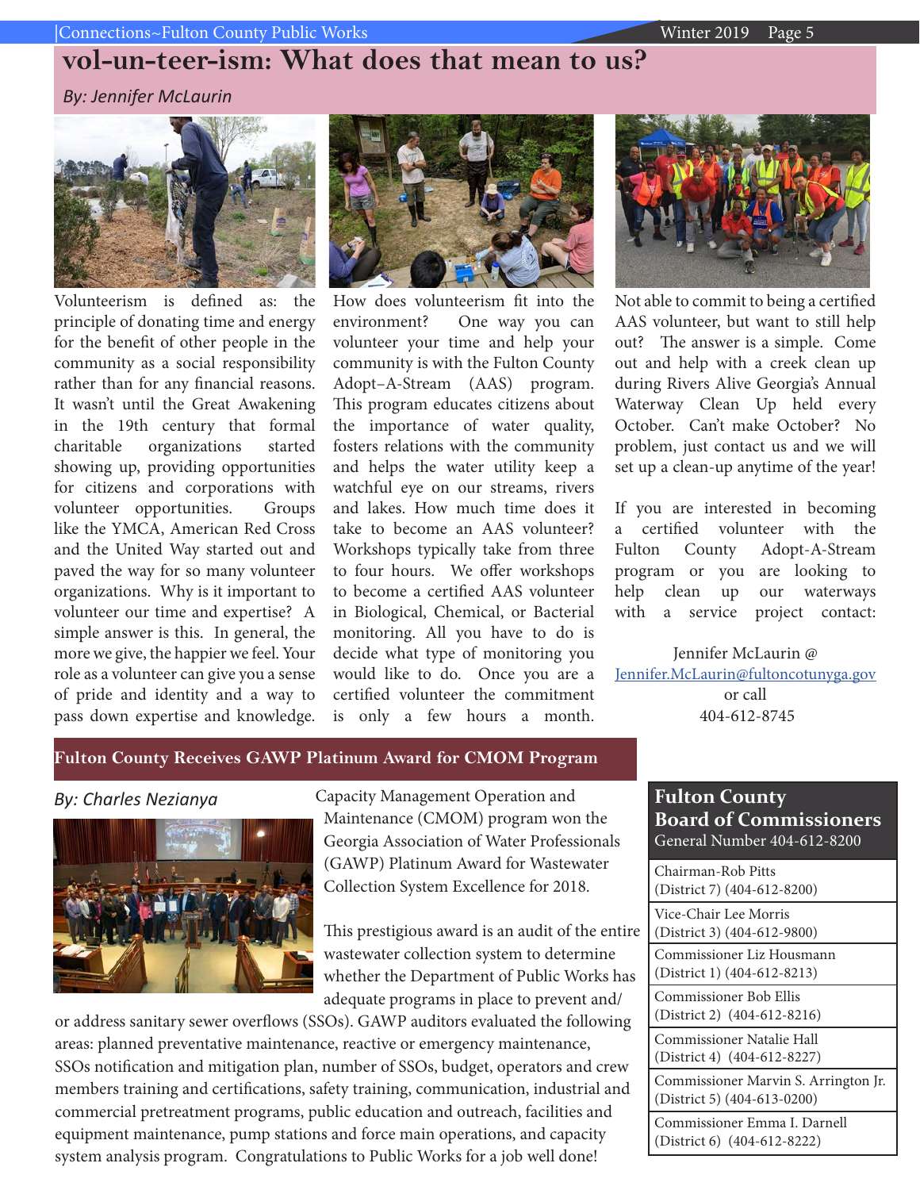# vol-un-teer-ism: What does that mean to us?

*By: Jennifer McLaurin*

Volunteerism is defined as: the principle of donating time and energy for the benefit of other people in the community as a social responsibility rather than for any financial reasons. It wasn't until the Great Awakening in the 19th century that formal charitable organizations started showing up, providing opportunities for citizens and corporations with volunteer opportunities. Groups like the YMCA, American Red Cross and the United Way started out and paved the way for so many volunteer organizations. Why is it important to volunteer our time and expertise? A simple answer is this. In general, the more we give, the happier we feel. Your role as a volunteer can give you a sense of pride and identity and a way to pass down expertise and knowledge.

How does volunteerism fit into the environment? One way you can volunteer your time and help your community is with the Fulton County Adopt–A-Stream (AAS) program. This program educates citizens about the importance of water quality, fosters relations with the community and helps the water utility keep a watchful eye on our streams, rivers and lakes. How much time does it take to become an AAS volunteer? Workshops typically take from three to four hours. We offer workshops to become a certified AAS volunteer in Biological, Chemical, or Bacterial monitoring. All you have to do is decide what type of monitoring you would like to do. Once you are a certified volunteer the commitment is only a few hours a month.

Not able to commit to being a certified AAS volunteer, but want to still help out? The answer is a simple. Come out and help with a creek clean up during Rivers Alive Georgia's Annual Waterway Clean Up held every October. Can't make October? No problem, just contact us and we will set up a clean-up anytime of the year!

If you are interested in becoming a certified volunteer with the Fulton County Adopt-A-Stream program or you are looking to help clean up our waterways with a service project contact:

Jennifer McLaurin @
Jennifer.McLaurin@fultoncotunyga.gov
or call
404-612-8745

## Fulton County Receives GAWP Platinum Award for CMOM Program

*By: Charles Nezianya*

Capacity Management Operation and Maintenance (CMOM) program won the Georgia Association of Water Professionals (GAWP) Platinum Award for Wastewater Collection System Excellence for 2018.

This prestigious award is an audit of the entire wastewater collection system to determine whether the Department of Public Works has adequate programs in place to prevent and/or address sanitary sewer overflows (SSOs). GAWP auditors evaluated the following areas: planned preventative maintenance, reactive or emergency maintenance, SSOs notification and mitigation plan, number of SSOs, budget, operators and crew members training and certifications, safety training, communication, industrial and commercial pretreatment programs, public education and outreach, facilities and equipment maintenance, pump stations and force main operations, and capacity system analysis program. Congratulations to Public Works for a job well done!

## Fulton County Board of Commissioners

General Number 404-612-8200

| |
|---|
| Chairman-Rob Pitts (District 7) (404-612-8200) |
| Vice-Chair Lee Morris (District 3) (404-612-9800) |
| Commissioner Liz Housmann (District 1) (404-612-8213) |
| Commissioner Bob Ellis (District 2) (404-612-8216) |
| Commissioner Natalie Hall (District 4) (404-612-8227) |
| Commissioner Marvin S. Arrington Jr. (District 5) (404-613-0200) |
| Commissioner Emma I. Darnell (District 6) (404-612-8222) |